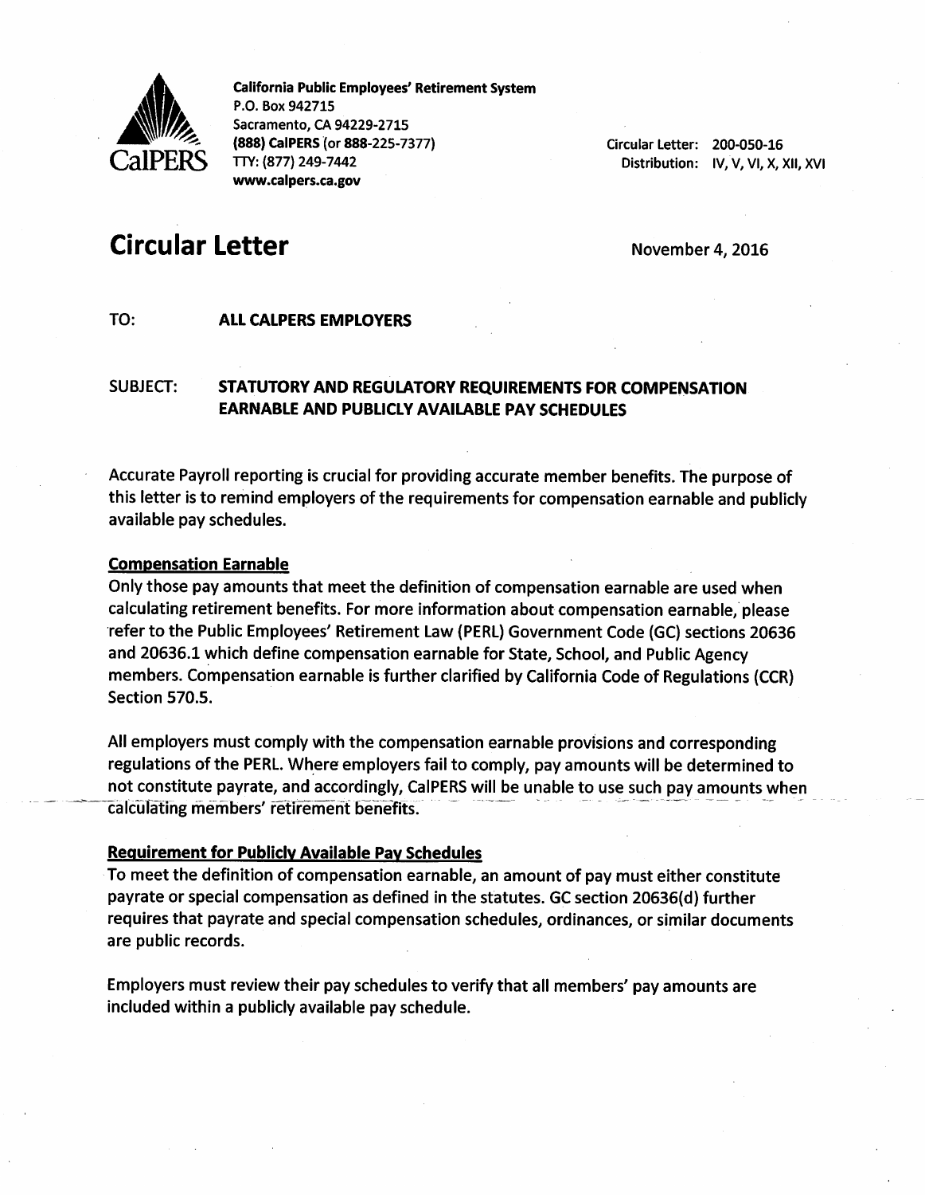CalPERS

**California Public Employees' Retirement System**
P.O. Box 942715
Sacramento, CA 94229-2715
**(888) CalPERS** (or **888**-225-7377)
TTY: (877) 249-7442
**www.calpers.ca.gov**

Circular Letter: 200-050-16
Distribution: IV, V, VI, X, XII, XVI

# Circular Letter

November 4, 2016

TO: **ALL CALPERS EMPLOYERS**

SUBJECT: **STATUTORY AND REGULATORY REQUIREMENTS FOR COMPENSATION EARNABLE AND PUBLICLY AVAILABLE PAY SCHEDULES**

Accurate Payroll reporting is crucial for providing accurate member benefits. The purpose of this letter is to remind employers of the requirements for compensation earnable and publicly available pay schedules.

**Compensation Earnable**

Only those pay amounts that meet the definition of compensation earnable are used when calculating retirement benefits. For more information about compensation earnable, please refer to the Public Employees' Retirement Law (PERL) Government Code (GC) sections 20636 and 20636.1 which define compensation earnable for State, School, and Public Agency members. Compensation earnable is further clarified by California Code of Regulations (CCR) Section 570.5.

All employers must comply with the compensation earnable provisions and corresponding regulations of the PERL. Where employers fail to comply, pay amounts will be determined to not constitute payrate, and accordingly, CalPERS will be unable to use such pay amounts when calculating members' retirement benefits.

**Requirement for Publicly Available Pay Schedules**

To meet the definition of compensation earnable, an amount of pay must either constitute payrate or special compensation as defined in the statutes. GC section 20636(d) further requires that payrate and special compensation schedules, ordinances, or similar documents are public records.

Employers must review their pay schedules to verify that all members' pay amounts are included within a publicly available pay schedule.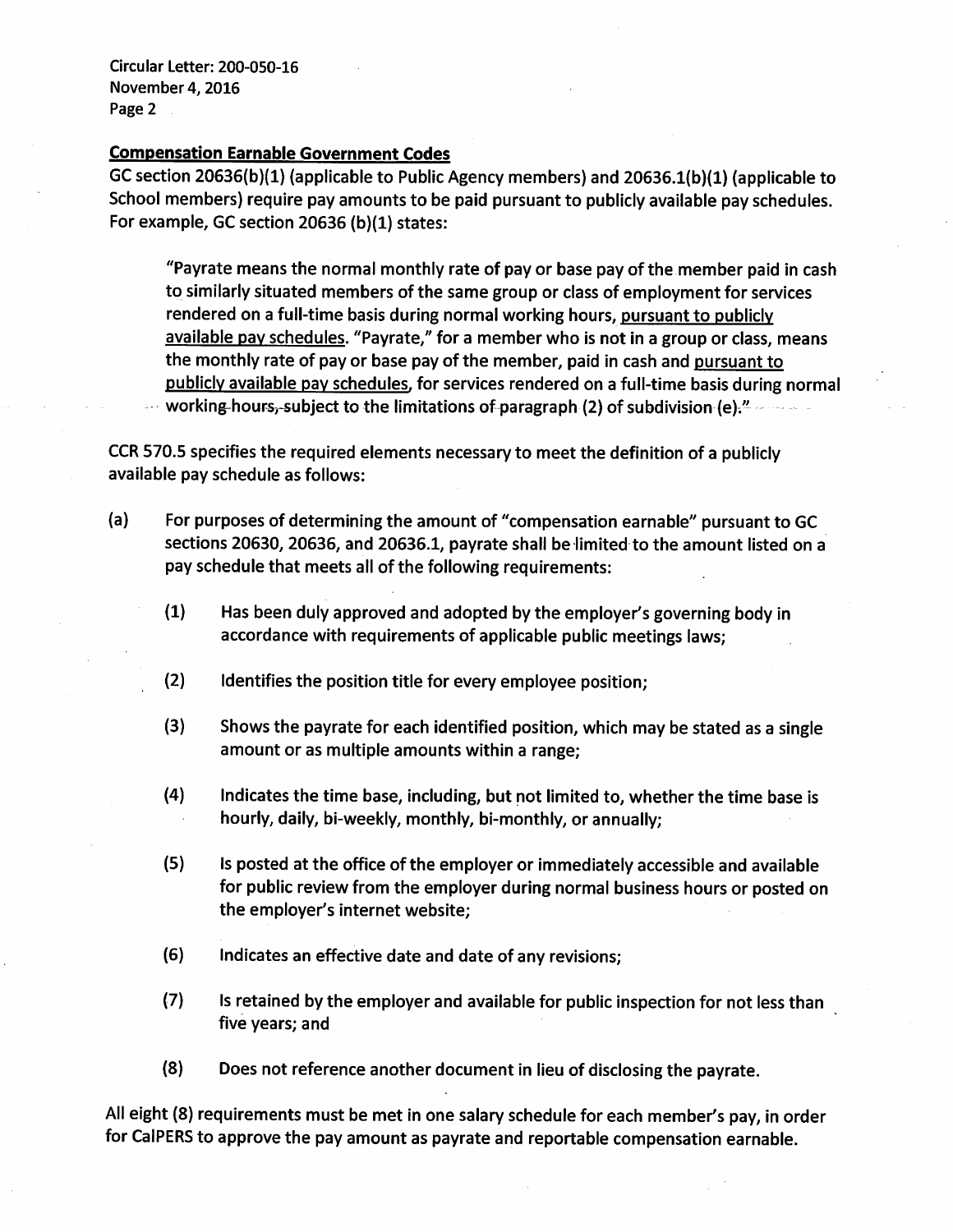**Compensation Earnable Government Codes**

GC section 20636(b)(1) (applicable to Public Agency members) and 20636.1(b)(1) (applicable to School members) require pay amounts to be paid pursuant to publicly available pay schedules. For example, GC section 20636 (b)(1) states:

> "Payrate means the normal monthly rate of pay or base pay of the member paid in cash to similarly situated members of the same group or class of employment for services rendered on a full-time basis during normal working hours, <u>pursuant to publicly available pay schedules</u>. "Payrate," for a member who is not in a group or class, means the monthly rate of pay or base pay of the member, paid in cash and <u>pursuant to publicly available pay schedules</u>, for services rendered on a full-time basis during normal working hours, subject to the limitations of paragraph (2) of subdivision (e)."

CCR 570.5 specifies the required elements necessary to meet the definition of a publicly available pay schedule as follows:

(a) For purposes of determining the amount of "compensation earnable" pursuant to GC sections 20630, 20636, and 20636.1, payrate shall be limited to the amount listed on a pay schedule that meets all of the following requirements:

  (1) Has been duly approved and adopted by the employer's governing body in accordance with requirements of applicable public meetings laws;

  (2) Identifies the position title for every employee position;

  (3) Shows the payrate for each identified position, which may be stated as a single amount or as multiple amounts within a range;

  (4) Indicates the time base, including, but not limited to, whether the time base is hourly, daily, bi-weekly, monthly, bi-monthly, or annually;

  (5) Is posted at the office of the employer or immediately accessible and available for public review from the employer during normal business hours or posted on the employer's internet website;

  (6) Indicates an effective date and date of any revisions;

  (7) Is retained by the employer and available for public inspection for not less than five years; and

  (8) Does not reference another document in lieu of disclosing the payrate.

All eight (8) requirements must be met in one salary schedule for each member's pay, in order for CalPERS to approve the pay amount as payrate and reportable compensation earnable.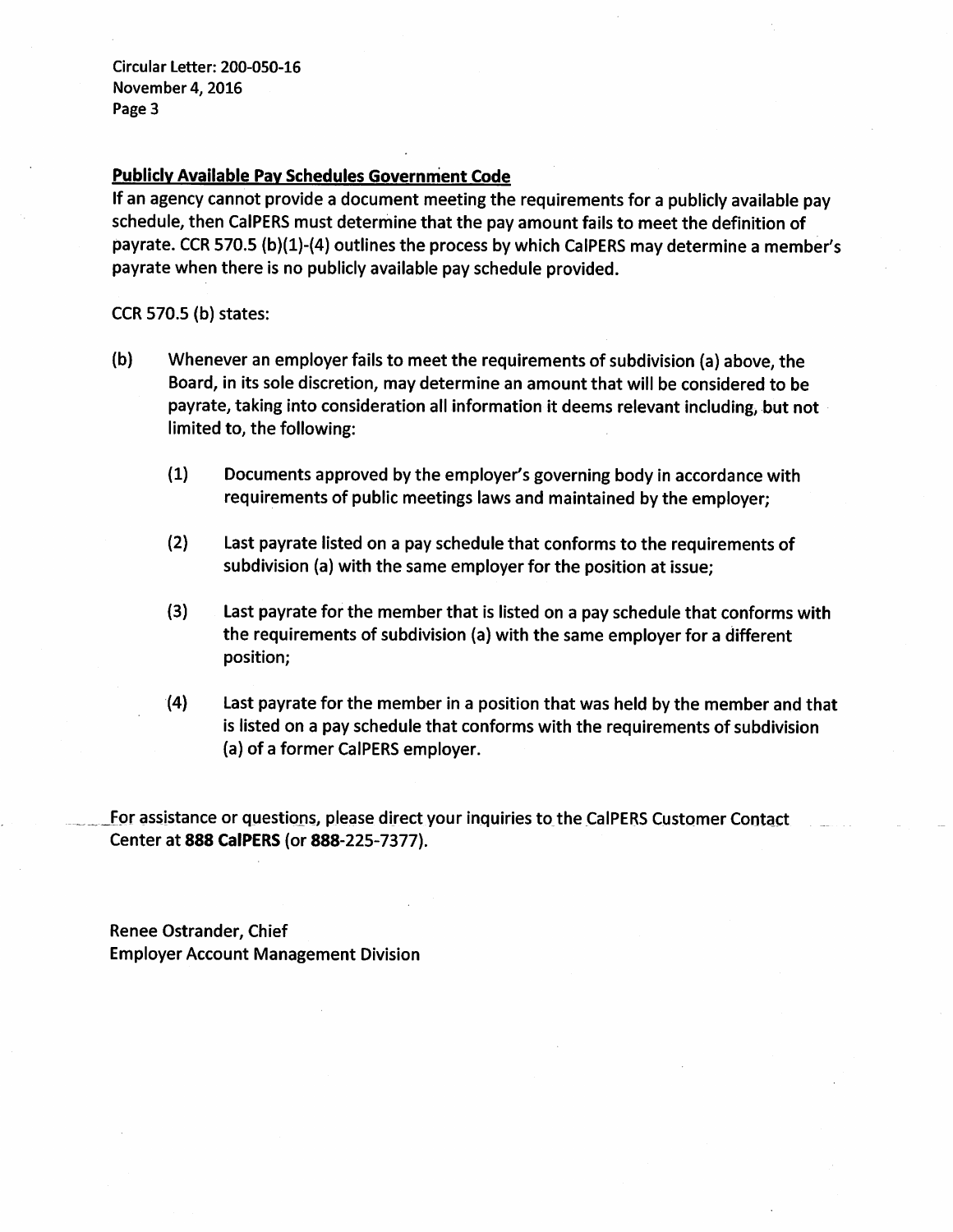**Publicly Available Pay Schedules Government Code**

If an agency cannot provide a document meeting the requirements for a publicly available pay schedule, then CalPERS must determine that the pay amount fails to meet the definition of payrate. CCR 570.5 (b)(1)-(4) outlines the process by which CalPERS may determine a member's payrate when there is no publicly available pay schedule provided.

CCR 570.5 (b) states:

(b) Whenever an employer fails to meet the requirements of subdivision (a) above, the Board, in its sole discretion, may determine an amount that will be considered to be payrate, taking into consideration all information it deems relevant including, but not limited to, the following:

(1) Documents approved by the employer's governing body in accordance with requirements of public meetings laws and maintained by the employer;

(2) Last payrate listed on a pay schedule that conforms to the requirements of subdivision (a) with the same employer for the position at issue;

(3) Last payrate for the member that is listed on a pay schedule that conforms with the requirements of subdivision (a) with the same employer for a different position;

(4) Last payrate for the member in a position that was held by the member and that is listed on a pay schedule that conforms with the requirements of subdivision (a) of a former CalPERS employer.

For assistance or questions, please direct your inquiries to the CalPERS Customer Contact Center at **888 CalPERS** (or **888**-225-7377).

Renee Ostrander, Chief
Employer Account Management Division